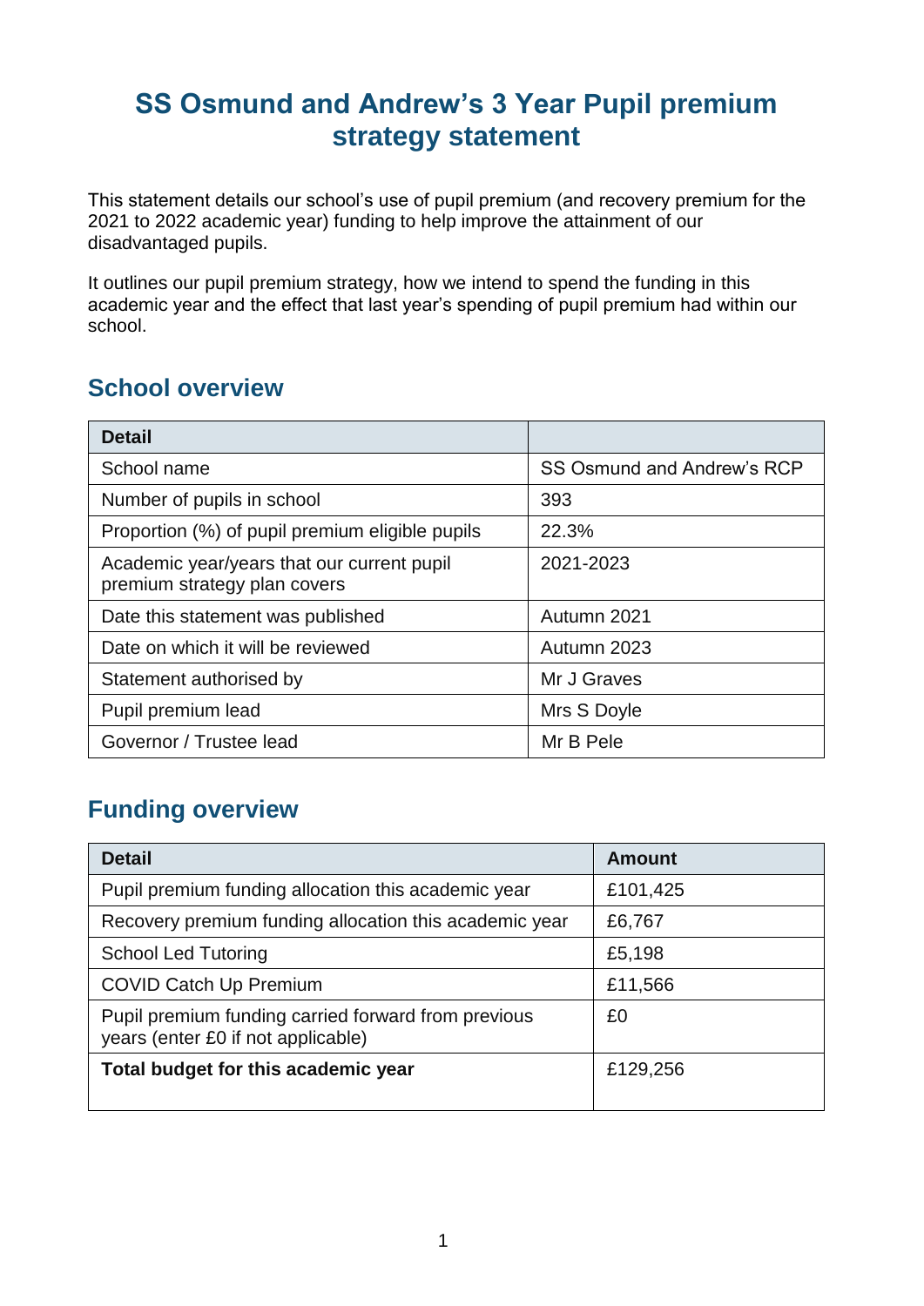# SS Osmund and Andrew's 3 Year Pupil premium strategy statement

This statement details our school's use of pupil premium (and recovery premium for the 2021 to 2022 academic year) funding to help improve the attainment of our disadvantaged pupils.

It outlines our pupil premium strategy, how we intend to spend the funding in this academic year and the effect that last year's spending of pupil premium had within our school.

## School overview

| Detail | |
|---|---|
| School name | SS Osmund and Andrew's RCP |
| Number of pupils in school | 393 |
| Proportion (%) of pupil premium eligible pupils | 22.3% |
| Academic year/years that our current pupil premium strategy plan covers | 2021-2023 |
| Date this statement was published | Autumn 2021 |
| Date on which it will be reviewed | Autumn 2023 |
| Statement authorised by | Mr J Graves |
| Pupil premium lead | Mrs S Doyle |
| Governor / Trustee lead | Mr B Pele |

## Funding overview

| Detail | Amount |
|---|---|
| Pupil premium funding allocation this academic year | £101,425 |
| Recovery premium funding allocation this academic year | £6,767 |
| School Led Tutoring | £5,198 |
| COVID Catch Up Premium | £11,566 |
| Pupil premium funding carried forward from previous years (enter £0 if not applicable) | £0 |
| **Total budget for this academic year** | £129,256 |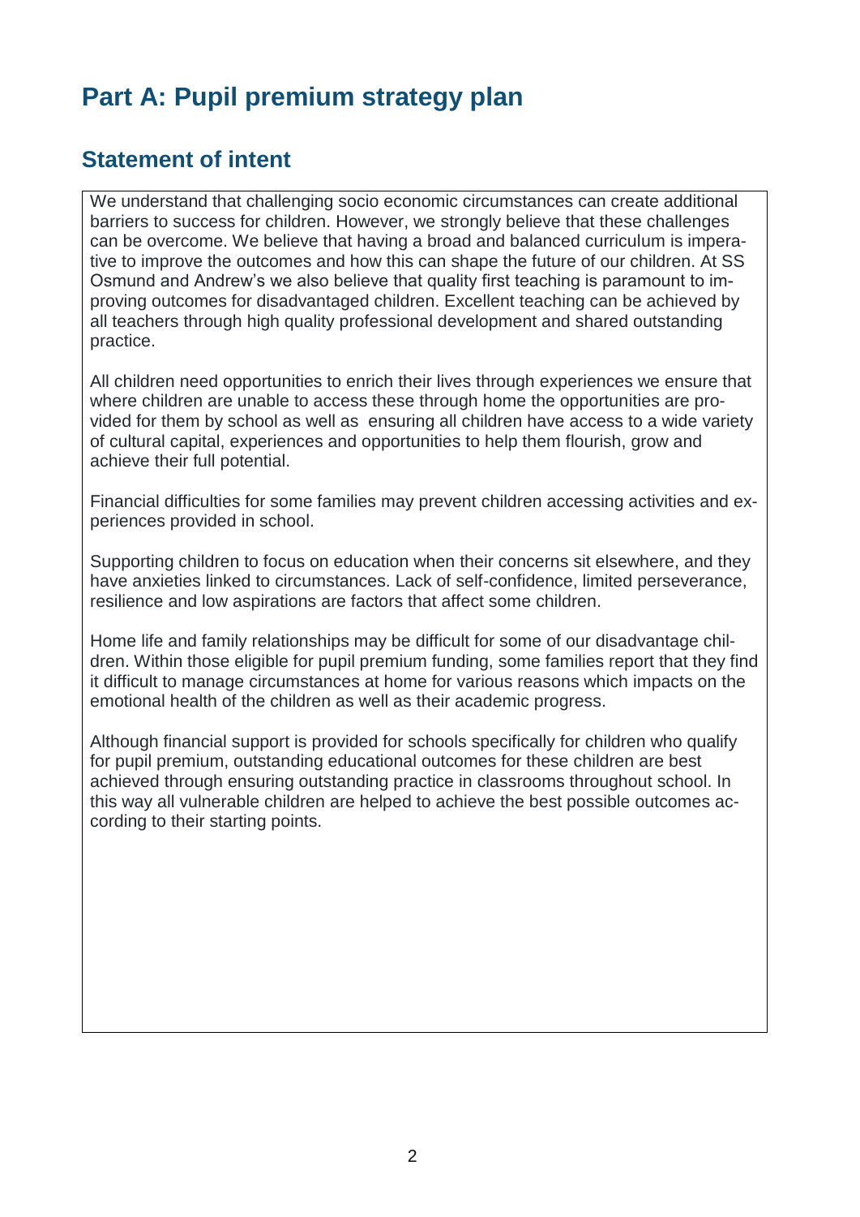# Part A: Pupil premium strategy plan

## Statement of intent

We understand that challenging socio economic circumstances can create additional barriers to success for children. However, we strongly believe that these challenges can be overcome. We believe that having a broad and balanced curriculum is imperative to improve the outcomes and how this can shape the future of our children. At SS Osmund and Andrew's we also believe that quality first teaching is paramount to improving outcomes for disadvantaged children. Excellent teaching can be achieved by all teachers through high quality professional development and shared outstanding practice.

All children need opportunities to enrich their lives through experiences we ensure that where children are unable to access these through home the opportunities are provided for them by school as well as ensuring all children have access to a wide variety of cultural capital, experiences and opportunities to help them flourish, grow and achieve their full potential.

Financial difficulties for some families may prevent children accessing activities and experiences provided in school.

Supporting children to focus on education when their concerns sit elsewhere, and they have anxieties linked to circumstances. Lack of self-confidence, limited perseverance, resilience and low aspirations are factors that affect some children.

Home life and family relationships may be difficult for some of our disadvantage children. Within those eligible for pupil premium funding, some families report that they find it difficult to manage circumstances at home for various reasons which impacts on the emotional health of the children as well as their academic progress.

Although financial support is provided for schools specifically for children who qualify for pupil premium, outstanding educational outcomes for these children are best achieved through ensuring outstanding practice in classrooms throughout school. In this way all vulnerable children are helped to achieve the best possible outcomes according to their starting points.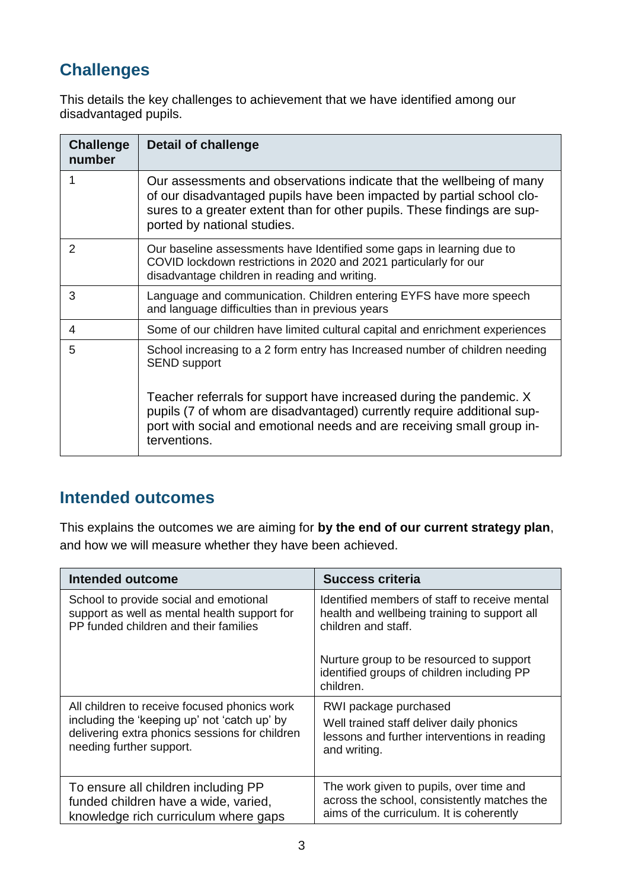## Challenges

This details the key challenges to achievement that we have identified among our disadvantaged pupils.

| Challenge number | Detail of challenge |
|---|---|
| 1 | Our assessments and observations indicate that the wellbeing of many of our disadvantaged pupils have been impacted by partial school closures to a greater extent than for other pupils. These findings are supported by national studies. |
| 2 | Our baseline assessments have Identified some gaps in learning due to COVID lockdown restrictions in 2020 and 2021 particularly for our disadvantage children in reading and writing. |
| 3 | Language and communication. Children entering EYFS have more speech and language difficulties than in previous years |
| 4 | Some of our children have limited cultural capital and enrichment experiences |
| 5 | School increasing to a 2 form entry has Increased number of children needing SEND support<br><br>Teacher referrals for support have increased during the pandemic. X pupils (7 of whom are disadvantaged) currently require additional support with social and emotional needs and are receiving small group interventions. |

## Intended outcomes

This explains the outcomes we are aiming for **by the end of our current strategy plan**, and how we will measure whether they have been achieved.

| Intended outcome | Success criteria |
|---|---|
| School to provide social and emotional support as well as mental health support for PP funded children and their families | Identified members of staff to receive mental health and wellbeing training to support all children and staff.<br><br>Nurture group to be resourced to support identified groups of children including PP children. |
| All children to receive focused phonics work including the 'keeping up' not 'catch up' by delivering extra phonics sessions for children needing further support. | RWI package purchased<br>Well trained staff deliver daily phonics lessons and further interventions in reading and writing. |
| To ensure all children including PP funded children have a wide, varied, knowledge rich curriculum where gaps | The work given to pupils, over time and across the school, consistently matches the aims of the curriculum. It is coherently |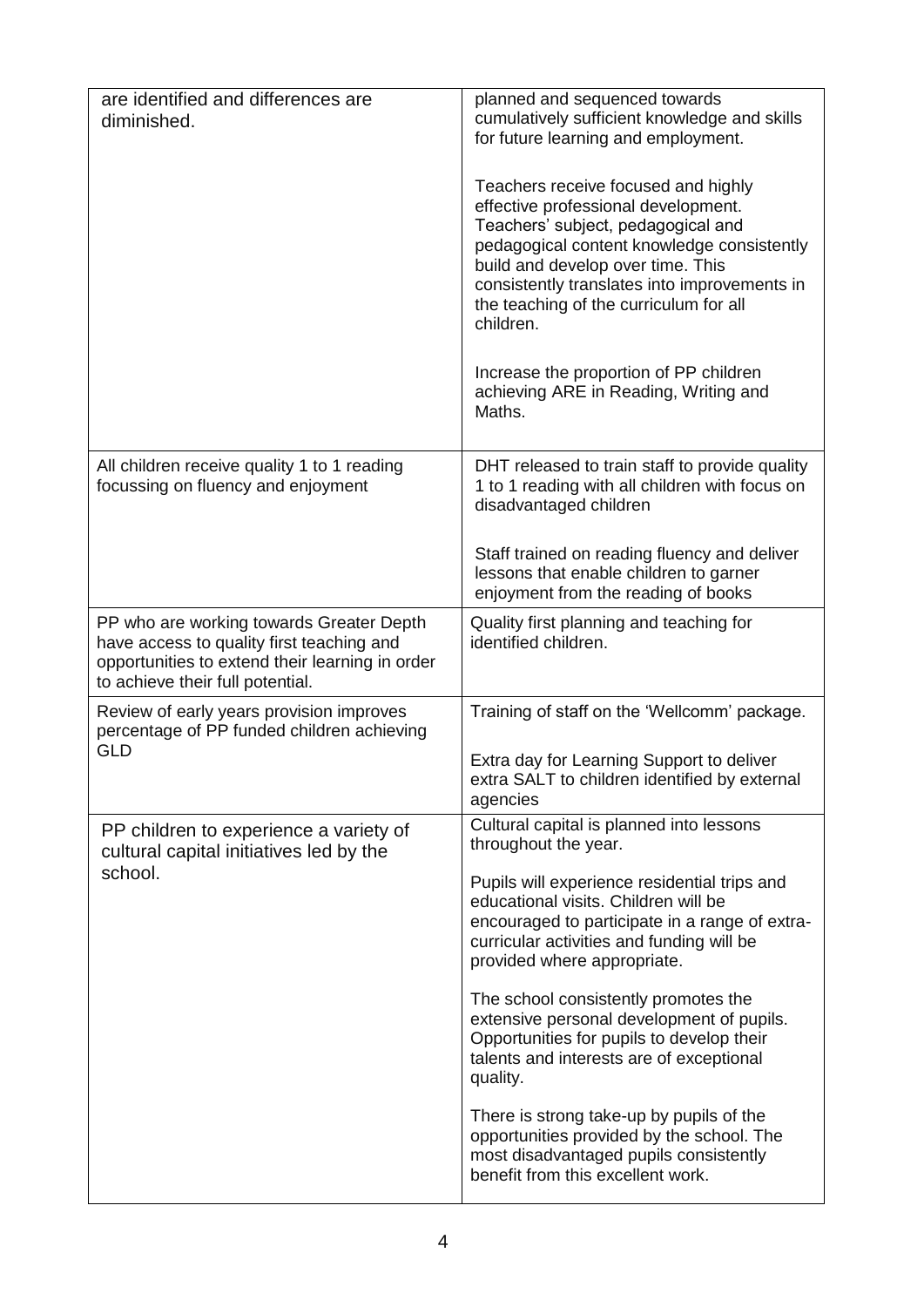| | |
|---|---|
| are identified and differences are diminished. | planned and sequenced towards cumulatively sufficient knowledge and skills for future learning and employment.<br><br>Teachers receive focused and highly effective professional development. Teachers' subject, pedagogical and pedagogical content knowledge consistently build and develop over time. This consistently translates into improvements in the teaching of the curriculum for all children.<br><br>Increase the proportion of PP children achieving ARE in Reading, Writing and Maths. |
| All children receive quality 1 to 1 reading focussing on fluency and enjoyment | DHT released to train staff to provide quality 1 to 1 reading with all children with focus on disadvantaged children<br><br>Staff trained on reading fluency and deliver lessons that enable children to garner enjoyment from the reading of books |
| PP who are working towards Greater Depth have access to quality first teaching and opportunities to extend their learning in order to achieve their full potential. | Quality first planning and teaching for identified children. |
| Review of early years provision improves percentage of PP funded children achieving GLD | Training of staff on the 'Wellcomm' package.<br><br>Extra day for Learning Support to deliver extra SALT to children identified by external agencies |
| PP children to experience a variety of cultural capital initiatives led by the school. | Cultural capital is planned into lessons throughout the year.<br><br>Pupils will experience residential trips and educational visits. Children will be encouraged to participate in a range of extra-curricular activities and funding will be provided where appropriate.<br><br>The school consistently promotes the extensive personal development of pupils. Opportunities for pupils to develop their talents and interests are of exceptional quality.<br><br>There is strong take-up by pupils of the opportunities provided by the school. The most disadvantaged pupils consistently benefit from this excellent work. |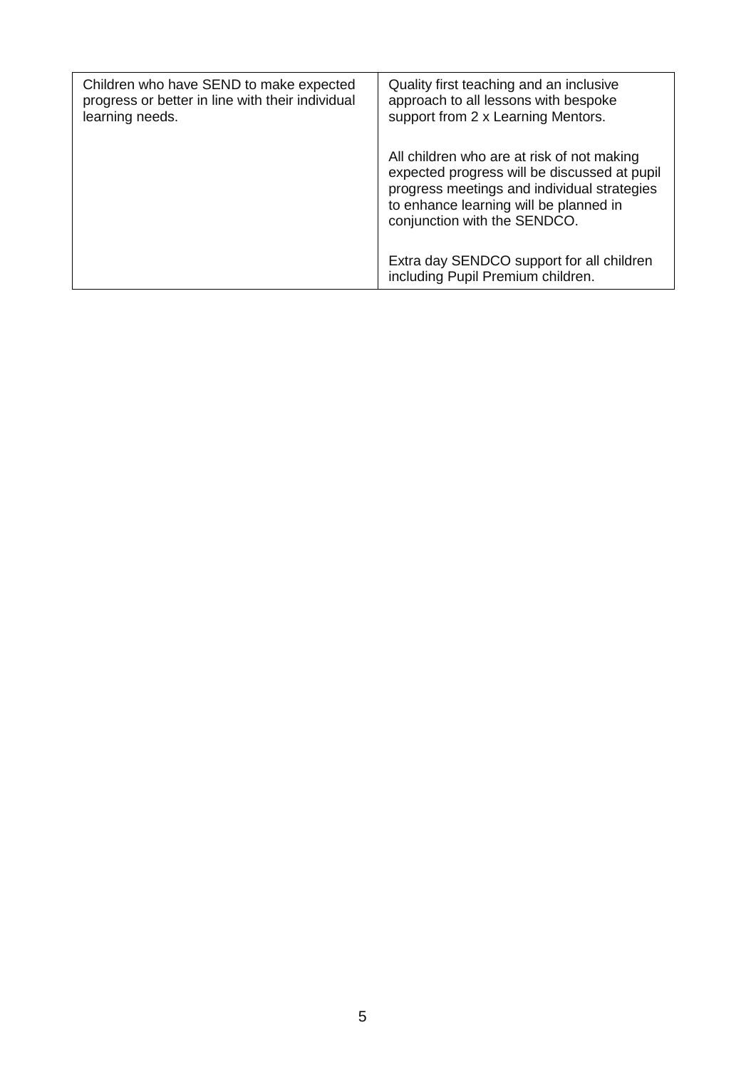| | |
|---|---|
| Children who have SEND to make expected progress or better in line with their individual learning needs. | Quality first teaching and an inclusive approach to all lessons with bespoke support from 2 x Learning Mentors.<br><br>All children who are at risk of not making expected progress will be discussed at pupil progress meetings and individual strategies to enhance learning will be planned in conjunction with the SENDCO.<br><br>Extra day SENDCO support for all children including Pupil Premium children. |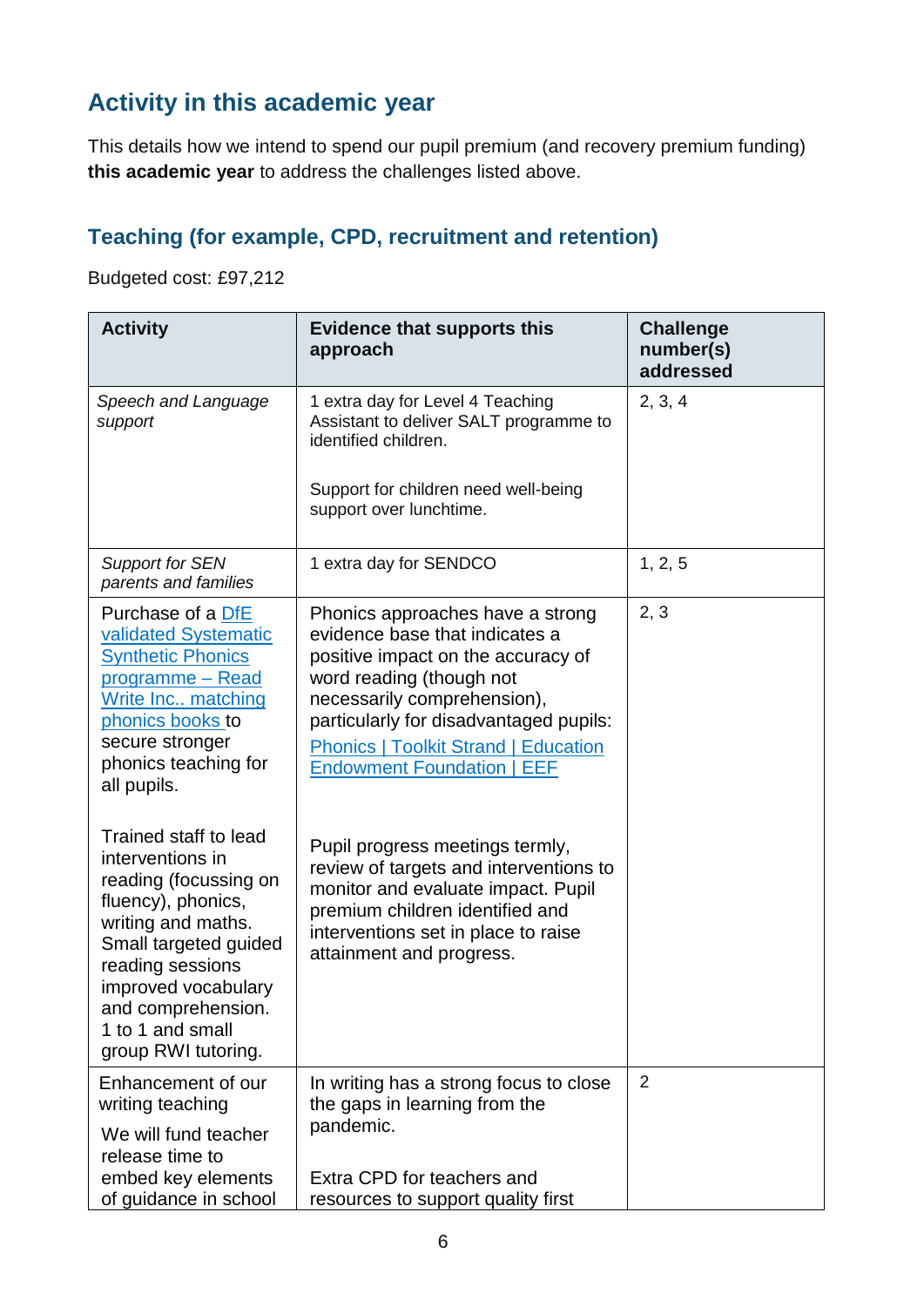## Activity in this academic year

This details how we intend to spend our pupil premium (and recovery premium funding) **this academic year** to address the challenges listed above.

### Teaching (for example, CPD, recruitment and retention)

Budgeted cost: £97,212

| Activity | Evidence that supports this approach | Challenge number(s) addressed |
|---|---|---|
| *Speech and Language support* | 1 extra day for Level 4 Teaching Assistant to deliver SALT programme to identified children.<br><br>Support for children need well-being support over lunchtime. | 2, 3, 4 |
| *Support for SEN parents and families* | 1 extra day for SENDCO | 1, 2, 5 |
| Purchase of a [DfE validated Systematic Synthetic Phonics programme – Read Write Inc.. matching phonics books ]to secure stronger phonics teaching for all pupils.<br><br>Trained staff to lead interventions in reading (focussing on fluency), phonics, writing and maths. Small targeted guided reading sessions improved vocabulary and comprehension. 1 to 1 and small group RWI tutoring. | Phonics approaches have a strong evidence base that indicates a positive impact on the accuracy of word reading (though not necessarily comprehension), particularly for disadvantaged pupils: [Phonics \| Toolkit Strand \| Education Endowment Foundation \| EEF]<br><br>Pupil progress meetings termly, review of targets and interventions to monitor and evaluate impact. Pupil premium children identified and interventions set in place to raise attainment and progress. | 2, 3 |
| Enhancement of our writing teaching<br><br>We will fund teacher release time to embed key elements of guidance in school | In writing has a strong focus to close the gaps in learning from the pandemic.<br><br>Extra CPD for teachers and resources to support quality first | 2 |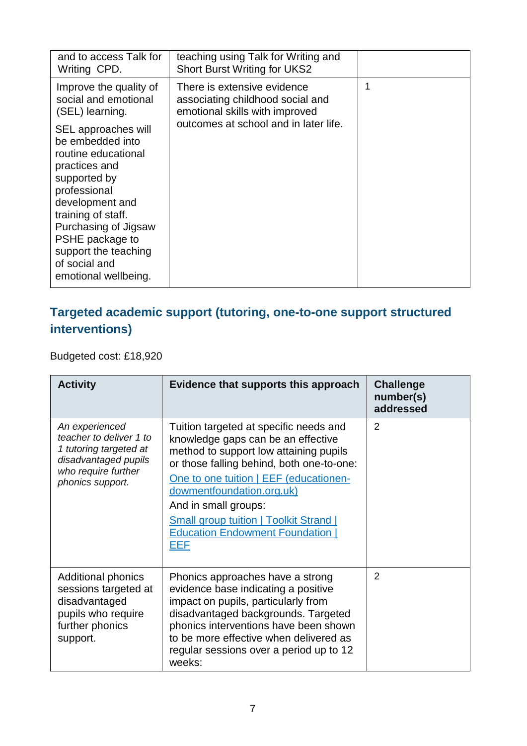| | | |
|---|---|---|
| and to access Talk for Writing CPD. | teaching using Talk for Writing and Short Burst Writing for UKS2 | |
| Improve the quality of social and emotional (SEL) learning.<br><br>SEL approaches will be embedded into routine educational practices and supported by professional development and training of staff. Purchasing of Jigsaw PSHE package to support the teaching of social and emotional wellbeing. | There is extensive evidence associating childhood social and emotional skills with improved outcomes at school and in later life. | 1 |

## Targeted academic support (tutoring, one-to-one support structured interventions)

Budgeted cost: £18,920

| Activity | Evidence that supports this approach | Challenge number(s) addressed |
|---|---|---|
| *An experienced teacher to deliver 1 to 1 tutoring targeted at disadvantaged pupils who require further phonics support.* | Tuition targeted at specific needs and knowledge gaps can be an effective method to support low attaining pupils or those falling behind, both one-to-one:<br>[One to one tuition \| EEF (educationendowmentfoundation.org.uk)]()<br>And in small groups:<br>[Small group tuition \| Toolkit Strand \| Education Endowment Foundation \| EEF]() | 2 |
| Additional phonics sessions targeted at disadvantaged pupils who require further phonics support. | Phonics approaches have a strong evidence base indicating a positive impact on pupils, particularly from disadvantaged backgrounds. Targeted phonics interventions have been shown to be more effective when delivered as regular sessions over a period up to 12 weeks: | 2 |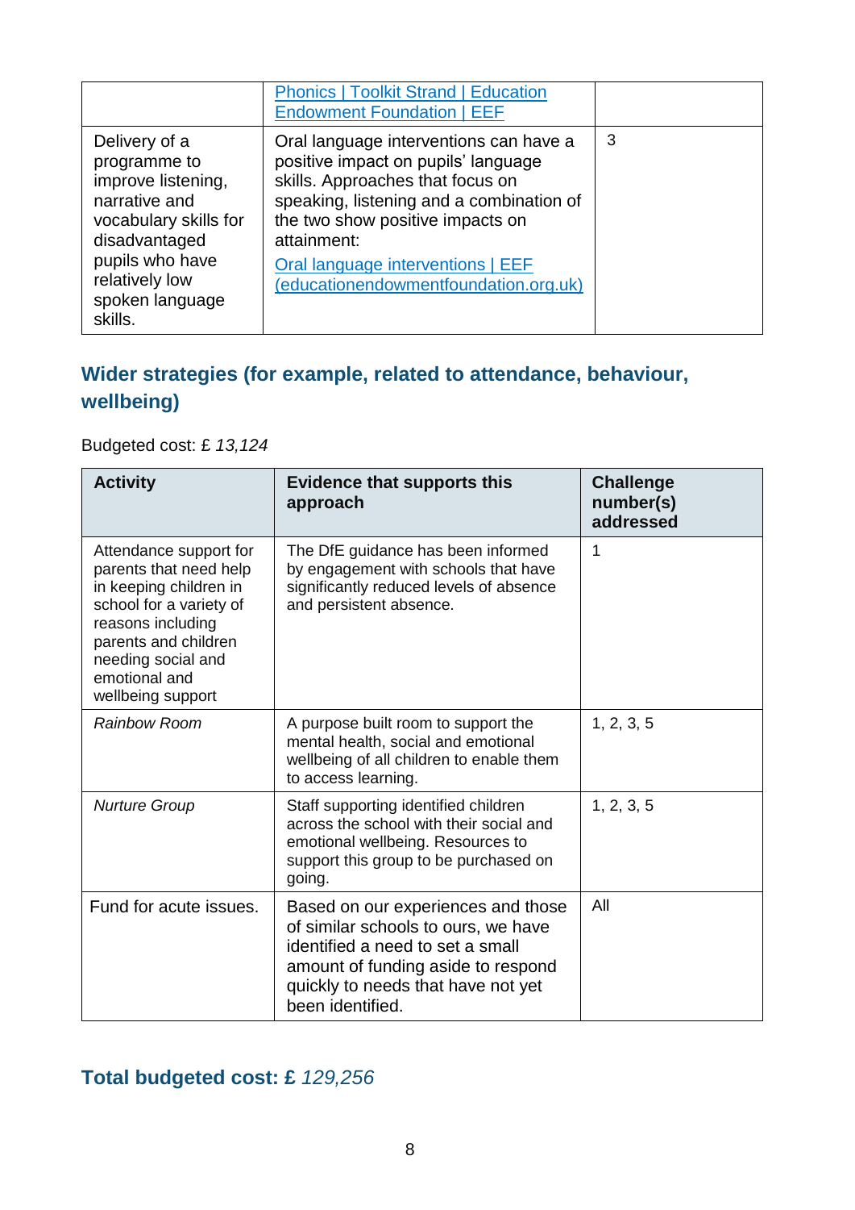| | [Phonics \| Toolkit Strand \| Education Endowment Foundation \| EEF](#) | |
|---|---|---|
| Delivery of a programme to improve listening, narrative and vocabulary skills for disadvantaged pupils who have relatively low spoken language skills. | Oral language interventions can have a positive impact on pupils' language skills. Approaches that focus on speaking, listening and a combination of the two show positive impacts on attainment: [Oral language interventions \| EEF (educationendowmentfoundation.org.uk)](#) | 3 |

## Wider strategies (for example, related to attendance, behaviour, wellbeing)

Budgeted cost: £ *13,124*

| Activity | Evidence that supports this approach | Challenge number(s) addressed |
|---|---|---|
| Attendance support for parents that need help in keeping children in school for a variety of reasons including parents and children needing social and emotional and wellbeing support | The DfE guidance has been informed by engagement with schools that have significantly reduced levels of absence and persistent absence. | 1 |
| *Rainbow Room* | A purpose built room to support the mental health, social and emotional wellbeing of all children to enable them to access learning. | 1, 2, 3, 5 |
| *Nurture Group* | Staff supporting identified children across the school with their social and emotional wellbeing. Resources to support this group to be purchased on going. | 1, 2, 3, 5 |
| Fund for acute issues. | Based on our experiences and those of similar schools to ours, we have identified a need to set a small amount of funding aside to respond quickly to needs that have not yet been identified. | All |

## Total budgeted cost: £ *129,256*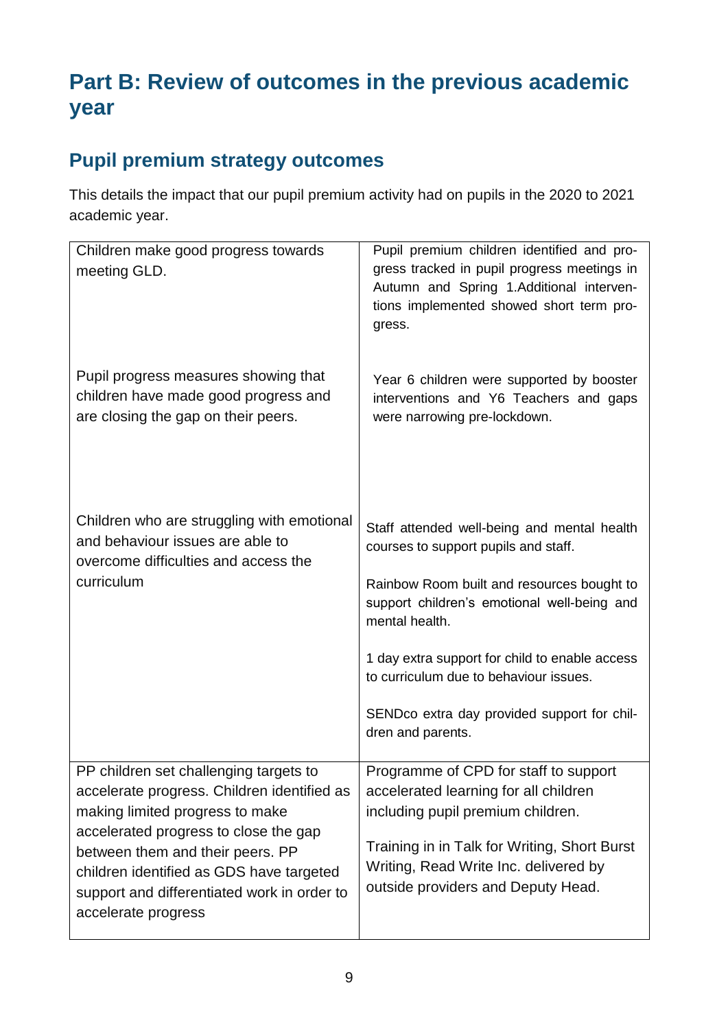# Part B: Review of outcomes in the previous academic year

## Pupil premium strategy outcomes

This details the impact that our pupil premium activity had on pupils in the 2020 to 2021 academic year.

| | |
|---|---|
| Children make good progress towards meeting GLD.<br><br>Pupil progress measures showing that children have made good progress and are closing the gap on their peers.<br><br>Children who are struggling with emotional and behaviour issues are able to overcome difficulties and access the curriculum | Pupil premium children identified and progress tracked in pupil progress meetings in Autumn and Spring 1.Additional interventions implemented showed short term progress.<br><br>Year 6 children were supported by booster interventions and Y6 Teachers and gaps were narrowing pre-lockdown.<br><br>Staff attended well-being and mental health courses to support pupils and staff.<br><br>Rainbow Room built and resources bought to support children's emotional well-being and mental health.<br><br>1 day extra support for child to enable access to curriculum due to behaviour issues.<br><br>SENDco extra day provided support for children and parents. |
| PP children set challenging targets to accelerate progress. Children identified as making limited progress to make accelerated progress to close the gap between them and their peers. PP children identified as GDS have targeted support and differentiated work in order to accelerate progress | Programme of CPD for staff to support accelerated learning for all children including pupil premium children.<br><br>Training in in Talk for Writing, Short Burst Writing, Read Write Inc. delivered by outside providers and Deputy Head. |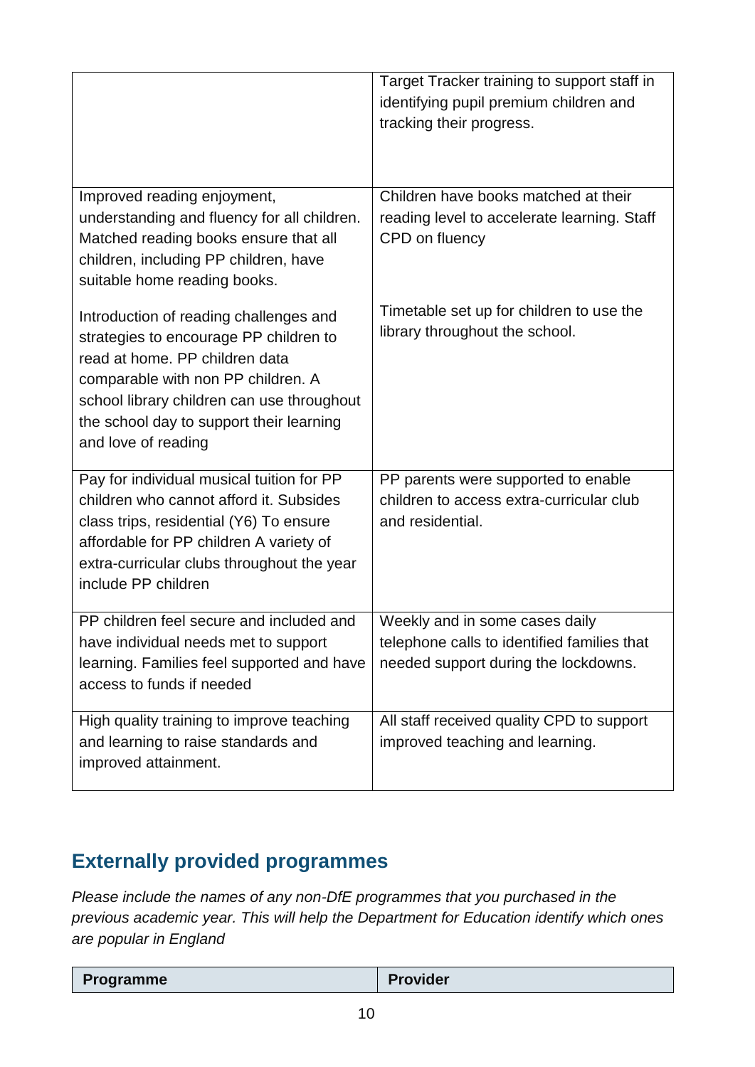| | |
|---|---|
| | Target Tracker training to support staff in identifying pupil premium children and tracking their progress. |
| Improved reading enjoyment, understanding and fluency for all children. Matched reading books ensure that all children, including PP children, have suitable home reading books.<br><br>Introduction of reading challenges and strategies to encourage PP children to read at home. PP children data comparable with non PP children. A school library children can use throughout the school day to support their learning and love of reading | Children have books matched at their reading level to accelerate learning. Staff CPD on fluency<br><br>Timetable set up for children to use the library throughout the school. |
| Pay for individual musical tuition for PP children who cannot afford it. Subsides class trips, residential (Y6) To ensure affordable for PP children A variety of extra-curricular clubs throughout the year include PP children | PP parents were supported to enable children to access extra-curricular club and residential. |
| PP children feel secure and included and have individual needs met to support learning. Families feel supported and have access to funds if needed | Weekly and in some cases daily telephone calls to identified families that needed support during the lockdowns. |
| High quality training to improve teaching and learning to raise standards and improved attainment. | All staff received quality CPD to support improved teaching and learning. |

## Externally provided programmes

*Please include the names of any non-DfE programmes that you purchased in the previous academic year. This will help the Department for Education identify which ones are popular in England*

| Programme | Provider |
|---|---|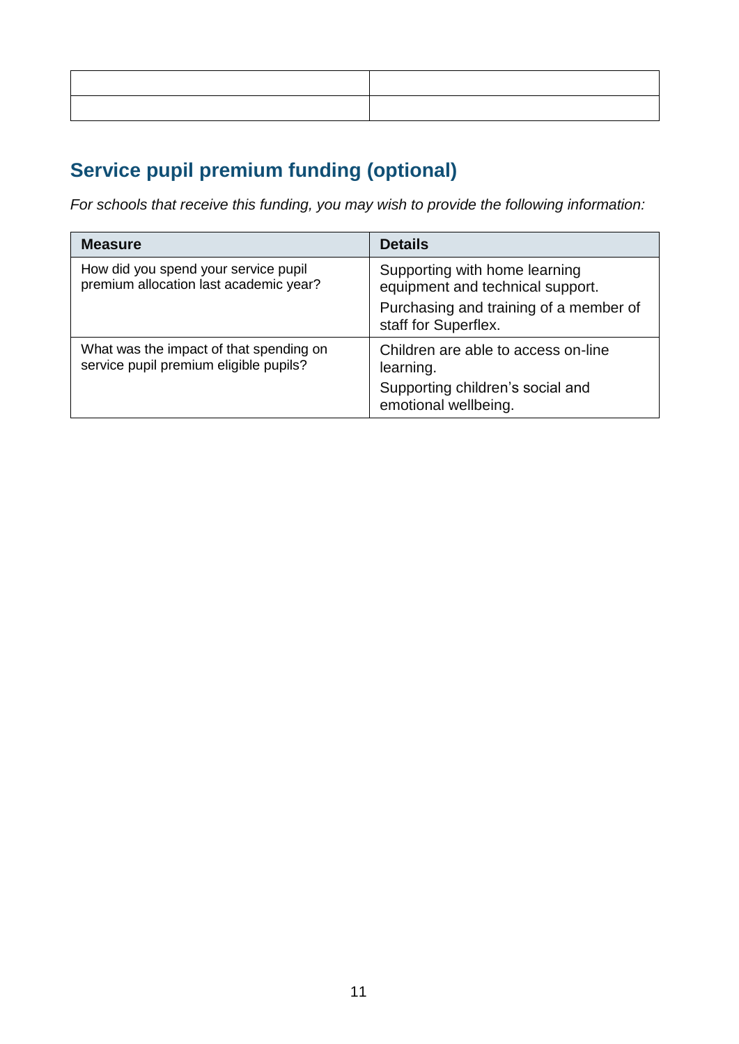| | |
|---|---|
| | |
| | |

## Service pupil premium funding (optional)

*For schools that receive this funding, you may wish to provide the following information:*

| Measure | Details |
|---|---|
| How did you spend your service pupil premium allocation last academic year? | Supporting with home learning equipment and technical support.<br>Purchasing and training of a member of staff for Superflex. |
| What was the impact of that spending on service pupil premium eligible pupils? | Children are able to access on-line learning.<br>Supporting children's social and emotional wellbeing. |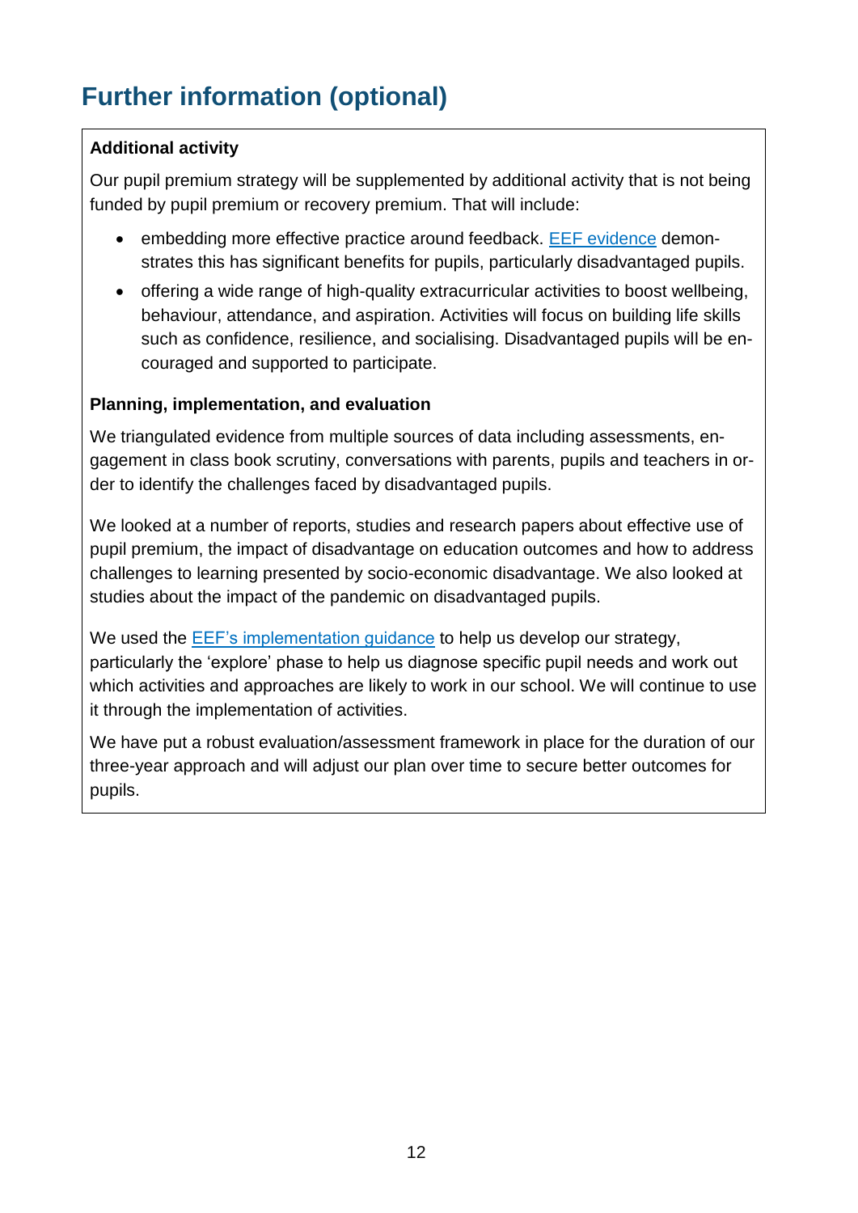# Further information (optional)

**Additional activity**

Our pupil premium strategy will be supplemented by additional activity that is not being funded by pupil premium or recovery premium. That will include:

- embedding more effective practice around feedback. EEF evidence demonstrates this has significant benefits for pupils, particularly disadvantaged pupils.
- offering a wide range of high-quality extracurricular activities to boost wellbeing, behaviour, attendance, and aspiration. Activities will focus on building life skills such as confidence, resilience, and socialising. Disadvantaged pupils will be encouraged and supported to participate.

**Planning, implementation, and evaluation**

We triangulated evidence from multiple sources of data including assessments, engagement in class book scrutiny, conversations with parents, pupils and teachers in order to identify the challenges faced by disadvantaged pupils.

We looked at a number of reports, studies and research papers about effective use of pupil premium, the impact of disadvantage on education outcomes and how to address challenges to learning presented by socio-economic disadvantage. We also looked at studies about the impact of the pandemic on disadvantaged pupils.

We used the EEF's implementation guidance to help us develop our strategy, particularly the 'explore' phase to help us diagnose specific pupil needs and work out which activities and approaches are likely to work in our school. We will continue to use it through the implementation of activities.

We have put a robust evaluation/assessment framework in place for the duration of our three-year approach and will adjust our plan over time to secure better outcomes for pupils.